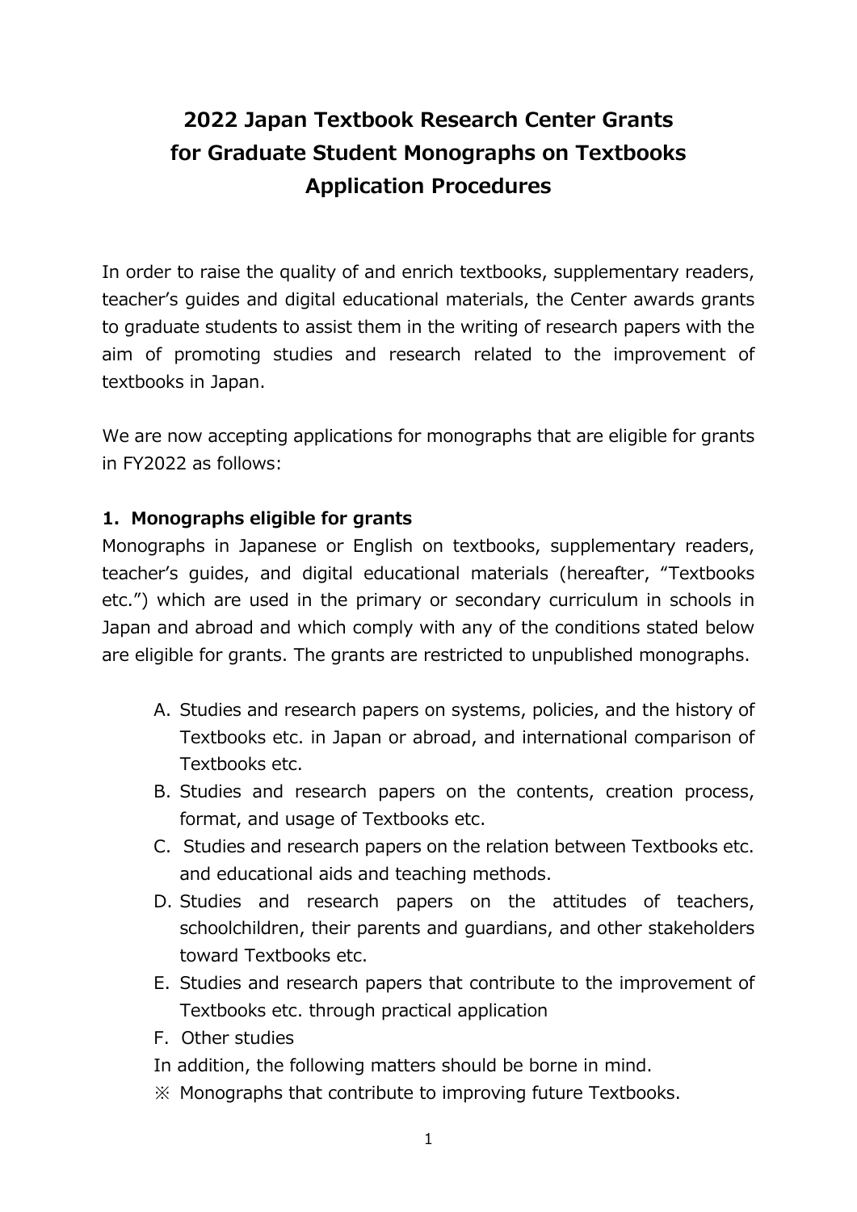# 2022 Japan Textbook Research Center Grants for Graduate Student Monographs on Textbooks Application Procedures

In order to raise the quality of and enrich textbooks, supplementary readers, teacher's guides and digital educational materials, the Center awards grants to graduate students to assist them in the writing of research papers with the aim of promoting studies and research related to the improvement of textbooks in Japan.

We are now accepting applications for monographs that are eligible for grants in FY2022 as follows:

## 1. Monographs eligible for grants

Monographs in Japanese or English on textbooks, supplementary readers, teacher's guides, and digital educational materials (hereafter, "Textbooks etc.") which are used in the primary or secondary curriculum in schools in Japan and abroad and which comply with any of the conditions stated below are eligible for grants. The grants are restricted to unpublished monographs.

A. Studies and research papers on systems, policies, and the history of Textbooks etc. in Japan or abroad, and international comparison of Textbooks etc.
B. Studies and research papers on the contents, creation process, format, and usage of Textbooks etc.
C. Studies and research papers on the relation between Textbooks etc. and educational aids and teaching methods.
D. Studies and research papers on the attitudes of teachers, schoolchildren, their parents and guardians, and other stakeholders toward Textbooks etc.
E. Studies and research papers that contribute to the improvement of Textbooks etc. through practical application
F. Other studies

In addition, the following matters should be borne in mind.

※ Monographs that contribute to improving future Textbooks.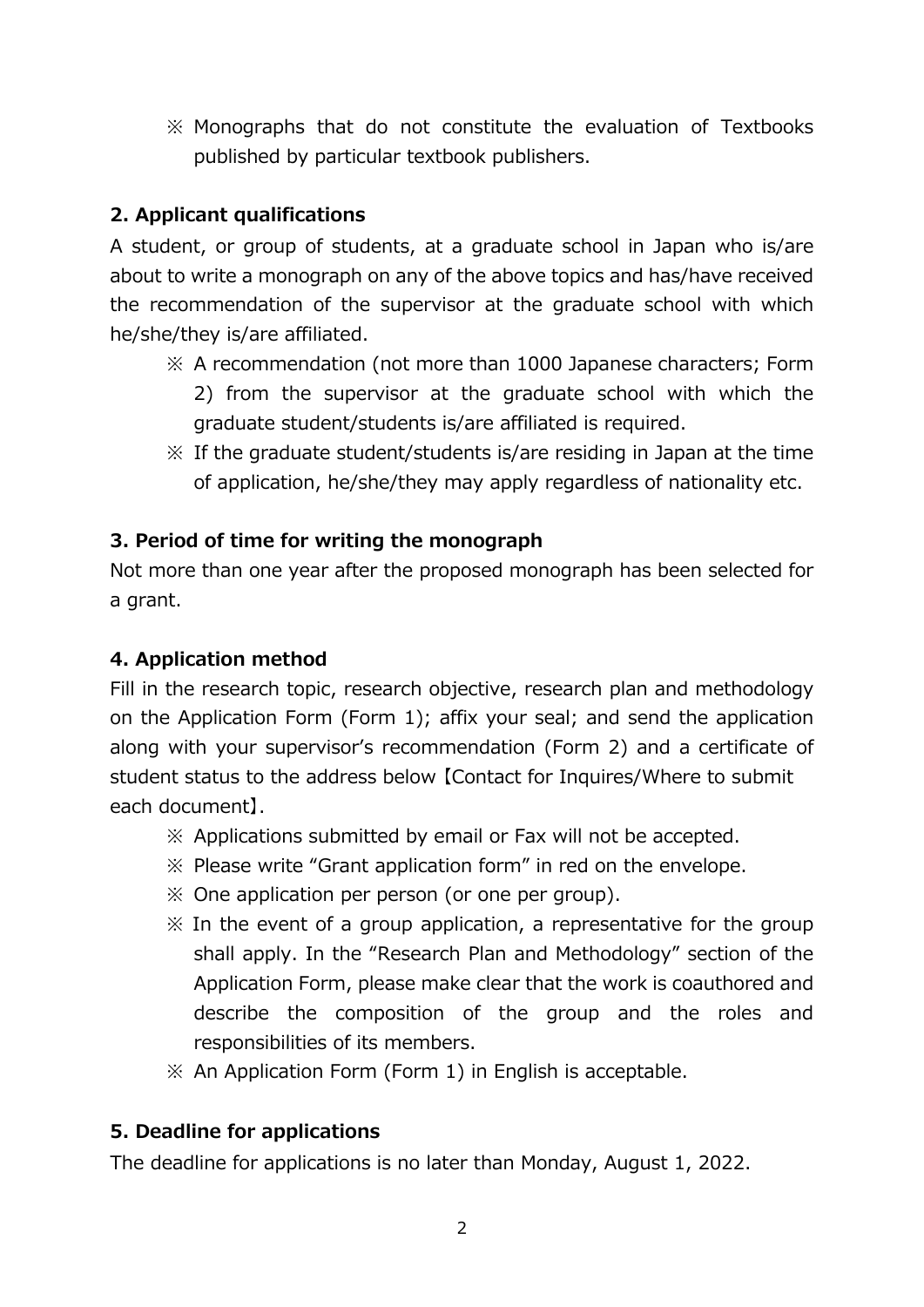※ Monographs that do not constitute the evaluation of Textbooks published by particular textbook publishers.

## 2. Applicant qualifications

A student, or group of students, at a graduate school in Japan who is/are about to write a monograph on any of the above topics and has/have received the recommendation of the supervisor at the graduate school with which he/she/they is/are affiliated.

※ A recommendation (not more than 1000 Japanese characters; Form 2) from the supervisor at the graduate school with which the graduate student/students is/are affiliated is required.

※ If the graduate student/students is/are residing in Japan at the time of application, he/she/they may apply regardless of nationality etc.

## 3. Period of time for writing the monograph

Not more than one year after the proposed monograph has been selected for a grant.

## 4. Application method

Fill in the research topic, research objective, research plan and methodology on the Application Form (Form 1); affix your seal; and send the application along with your supervisor's recommendation (Form 2) and a certificate of student status to the address below 【Contact for Inquires/Where to submit each document】.

※ Applications submitted by email or Fax will not be accepted.

※ Please write "Grant application form" in red on the envelope.

※ One application per person (or one per group).

※ In the event of a group application, a representative for the group shall apply. In the "Research Plan and Methodology" section of the Application Form, please make clear that the work is coauthored and describe the composition of the group and the roles and responsibilities of its members.

※ An Application Form (Form 1) in English is acceptable.

## 5. Deadline for applications

The deadline for applications is no later than Monday, August 1, 2022.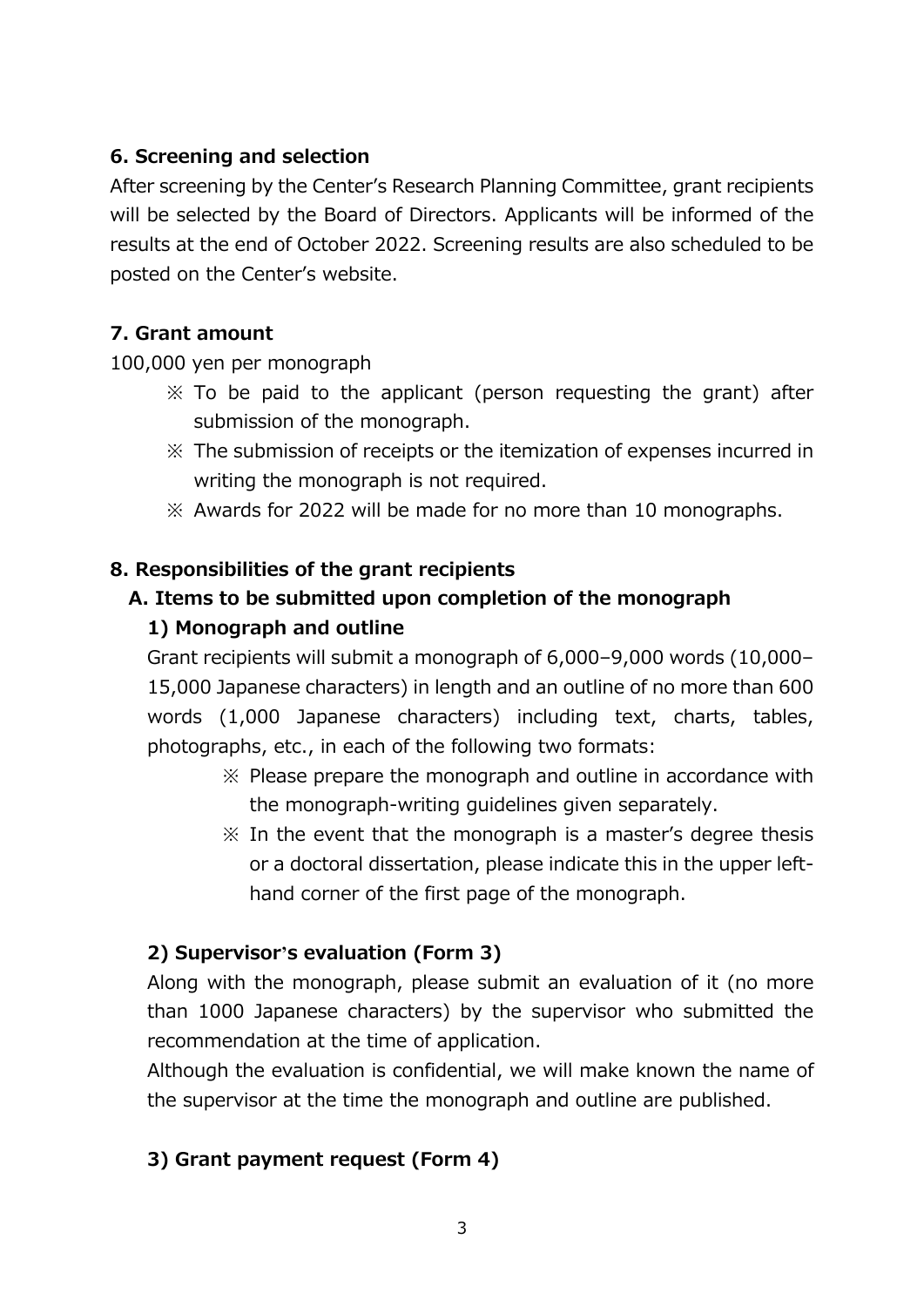## 6. Screening and selection

After screening by the Center's Research Planning Committee, grant recipients will be selected by the Board of Directors. Applicants will be informed of the results at the end of October 2022. Screening results are also scheduled to be posted on the Center's website.

## 7. Grant amount

100,000 yen per monograph

- ※ To be paid to the applicant (person requesting the grant) after submission of the monograph.
- ※ The submission of receipts or the itemization of expenses incurred in writing the monograph is not required.
- ※ Awards for 2022 will be made for no more than 10 monographs.

## 8. Responsibilities of the grant recipients

### A. Items to be submitted upon completion of the monograph

#### 1) Monograph and outline

Grant recipients will submit a monograph of 6,000–9,000 words (10,000–15,000 Japanese characters) in length and an outline of no more than 600 words (1,000 Japanese characters) including text, charts, tables, photographs, etc., in each of the following two formats:

- ※ Please prepare the monograph and outline in accordance with the monograph-writing guidelines given separately.
- ※ In the event that the monograph is a master's degree thesis or a doctoral dissertation, please indicate this in the upper left-hand corner of the first page of the monograph.

#### 2) Supervisor's evaluation (Form 3)

Along with the monograph, please submit an evaluation of it (no more than 1000 Japanese characters) by the supervisor who submitted the recommendation at the time of application.

Although the evaluation is confidential, we will make known the name of the supervisor at the time the monograph and outline are published.

#### 3) Grant payment request (Form 4)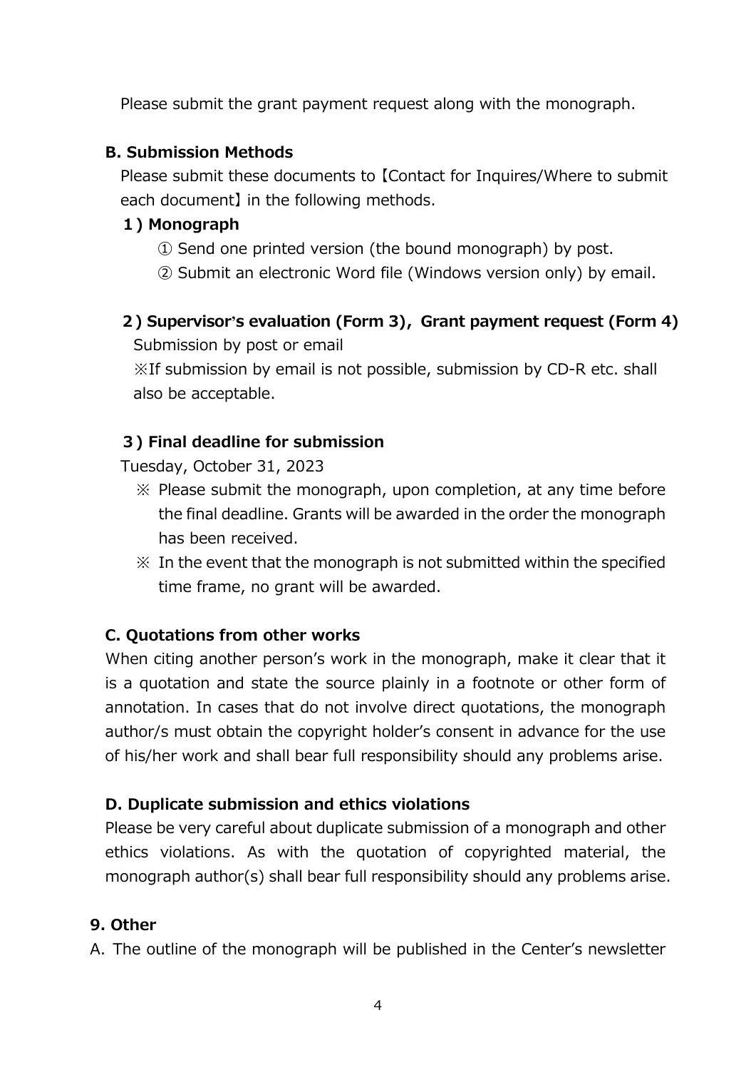Please submit the grant payment request along with the monograph.

### B. Submission Methods

Please submit these documents to【Contact for Inquires/Where to submit each document】in the following methods.

#### 1) Monograph

① Send one printed version (the bound monograph) by post.

② Submit an electronic Word file (Windows version only) by email.

#### 2) Supervisor's evaluation (Form 3), Grant payment request (Form 4)

Submission by post or email

※If submission by email is not possible, submission by CD-R etc. shall also be acceptable.

#### 3) Final deadline for submission

Tuesday, October 31, 2023

※ Please submit the monograph, upon completion, at any time before the final deadline. Grants will be awarded in the order the monograph has been received.

※ In the event that the monograph is not submitted within the specified time frame, no grant will be awarded.

### C. Quotations from other works

When citing another person's work in the monograph, make it clear that it is a quotation and state the source plainly in a footnote or other form of annotation. In cases that do not involve direct quotations, the monograph author/s must obtain the copyright holder's consent in advance for the use of his/her work and shall bear full responsibility should any problems arise.

### D. Duplicate submission and ethics violations

Please be very careful about duplicate submission of a monograph and other ethics violations. As with the quotation of copyrighted material, the monograph author(s) shall bear full responsibility should any problems arise.

## 9. Other

A. The outline of the monograph will be published in the Center's newsletter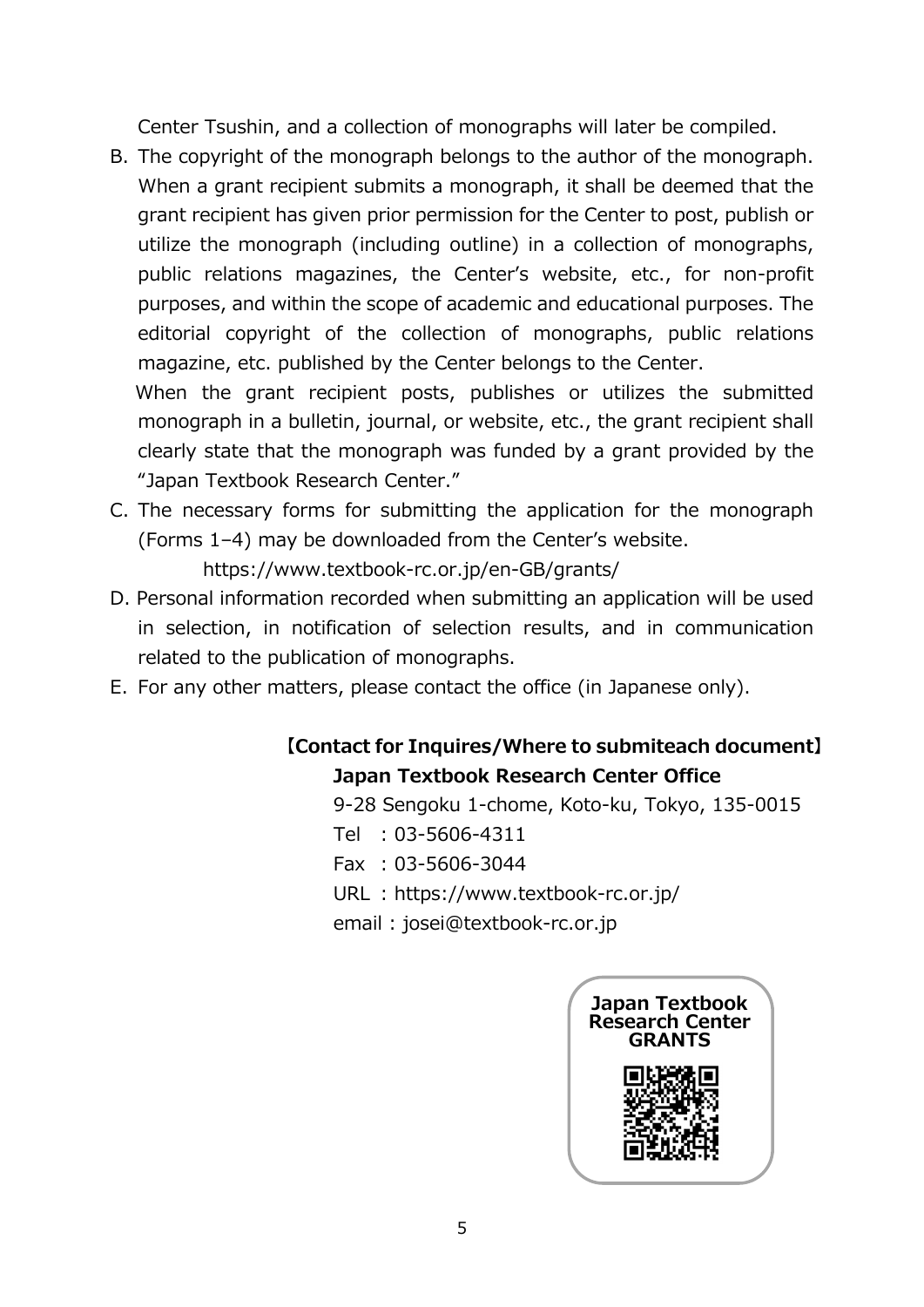Center Tsushin, and a collection of monographs will later be compiled.

B. The copyright of the monograph belongs to the author of the monograph. When a grant recipient submits a monograph, it shall be deemed that the grant recipient has given prior permission for the Center to post, publish or utilize the monograph (including outline) in a collection of monographs, public relations magazines, the Center's website, etc., for non-profit purposes, and within the scope of academic and educational purposes. The editorial copyright of the collection of monographs, public relations magazine, etc. published by the Center belongs to the Center.

   When the grant recipient posts, publishes or utilizes the submitted monograph in a bulletin, journal, or website, etc., the grant recipient shall clearly state that the monograph was funded by a grant provided by the "Japan Textbook Research Center."

C. The necessary forms for submitting the application for the monograph (Forms 1–4) may be downloaded from the Center's website.

   https://www.textbook-rc.or.jp/en-GB/grants/

D. Personal information recorded when submitting an application will be used in selection, in notification of selection results, and in communication related to the publication of monographs.

E. For any other matters, please contact the office (in Japanese only).

**【Contact for Inquires/Where to submiteach document】**

**Japan Textbook Research Center Office**

9-28 Sengoku 1-chome, Koto-ku, Tokyo, 135-0015

Tel : 03-5606-4311

Fax : 03-5606-3044

URL : https://www.textbook-rc.or.jp/

email : josei@textbook-rc.or.jp

**Japan Textbook Research Center GRANTS**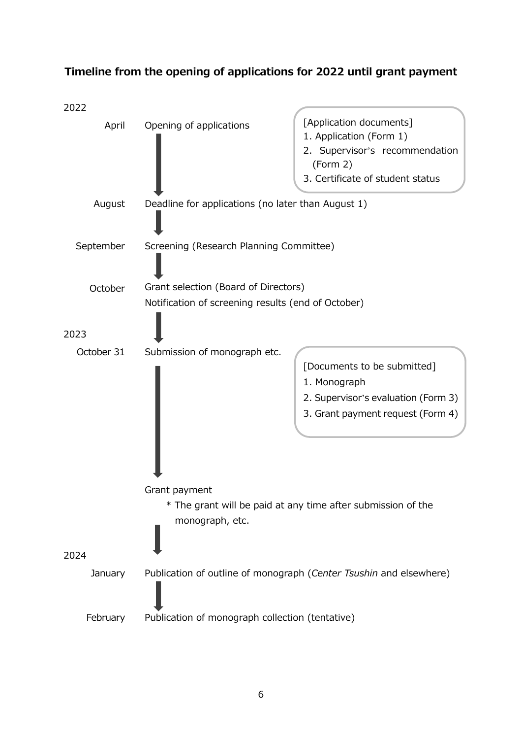## Timeline from the opening of applications for 2022 until grant payment

2022

April — Opening of applications

[Application documents]
1. Application (Form 1)
2. Supervisor's recommendation (Form 2)
3. Certificate of student status

↓

August — Deadline for applications (no later than August 1)

↓

September — Screening (Research Planning Committee)

↓

October — Grant selection (Board of Directors)
Notification of screening results (end of October)

↓

2023

October 31 — Submission of monograph etc.

[Documents to be submitted]
1. Monograph
2. Supervisor's evaluation (Form 3)
3. Grant payment request (Form 4)

↓

Grant payment
\* The grant will be paid at any time after submission of the monograph, etc.

↓

2024

January — Publication of outline of monograph (*Center Tsushin* and elsewhere)

↓

February — Publication of monograph collection (tentative)